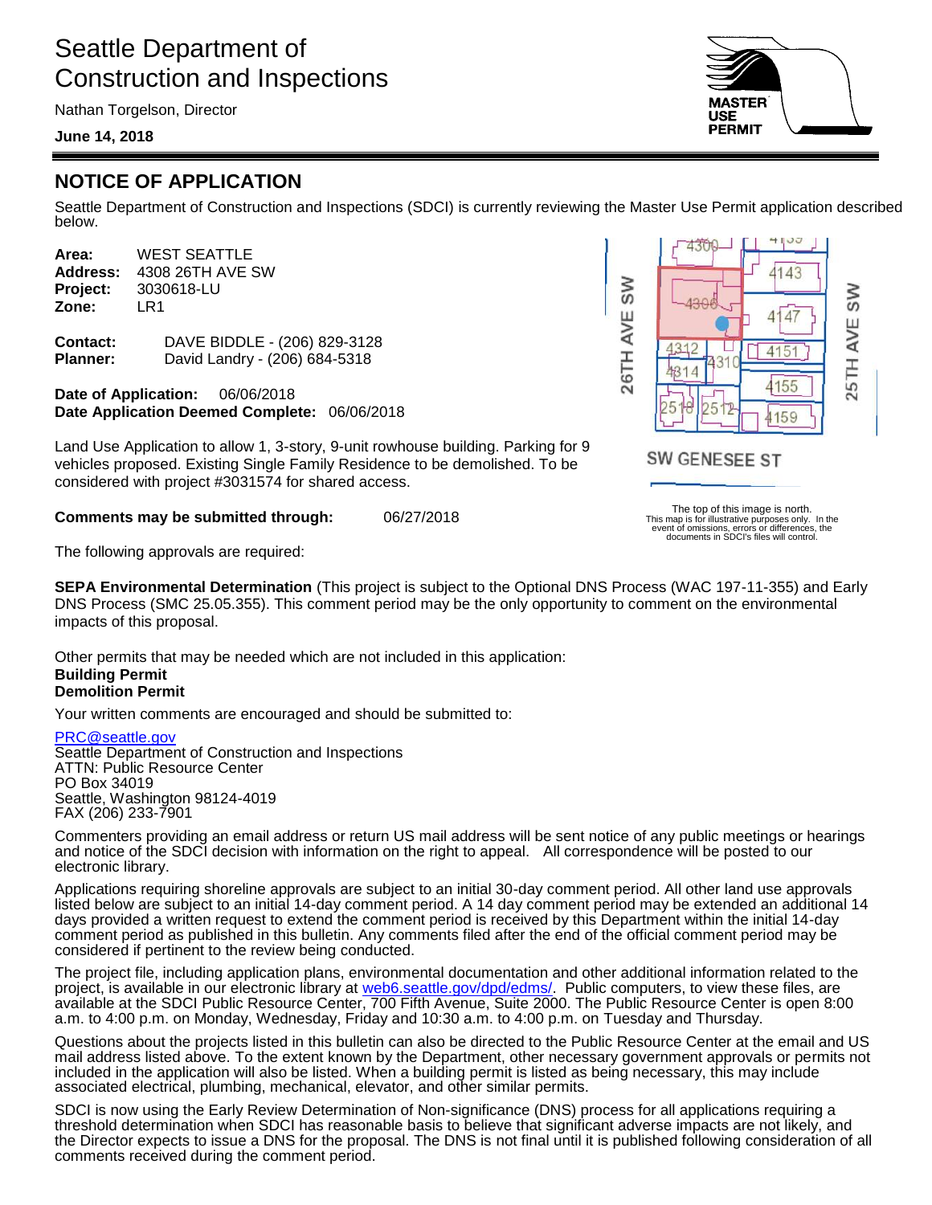# Seattle Department of Construction and Inspections

Nathan Torgelson, Director

**June 14, 2018**

MASTER USE PERMIT

## NOTICE OF APPLICATION

Seattle Department of Construction and Inspections (SDCI) is currently reviewing the Master Use Permit application described below.

**Area:** WEST SEATTLE
**Address:** 4308 26TH AVE SW
**Project:** 3030618-LU
**Zone:** LR1

**Contact:** DAVE BIDDLE - (206) 829-3128
**Planner:** David Landry - (206) 684-5318

**Date of Application:** 06/06/2018
**Date Application Deemed Complete:** 06/06/2018

Land Use Application to allow 1, 3-story, 9-unit rowhouse building. Parking for 9 vehicles proposed. Existing Single Family Residence to be demolished. To be considered with project #3031574 for shared access.

**Comments may be submitted through:** 06/27/2018

The top of this image is north. This map is for illustrative purposes only. In the event of omissions, errors or differences, the documents in SDCI's files will control.

The following approvals are required:

**SEPA Environmental Determination** (This project is subject to the Optional DNS Process (WAC 197-11-355) and Early DNS Process (SMC 25.05.355). This comment period may be the only opportunity to comment on the environmental impacts of this proposal.

Other permits that may be needed which are not included in this application:
**Building Permit**
**Demolition Permit**

Your written comments are encouraged and should be submitted to:

PRC@seattle.gov
Seattle Department of Construction and Inspections
ATTN: Public Resource Center
PO Box 34019
Seattle, Washington 98124-4019
FAX (206) 233-7901

Commenters providing an email address or return US mail address will be sent notice of any public meetings or hearings and notice of the SDCI decision with information on the right to appeal. All correspondence will be posted to our electronic library.

Applications requiring shoreline approvals are subject to an initial 30-day comment period. All other land use approvals listed below are subject to an initial 14-day comment period. A 14 day comment period may be extended an additional 14 days provided a written request to extend the comment period is received by this Department within the initial 14-day comment period as published in this bulletin. Any comments filed after the end of the official comment period may be considered if pertinent to the review being conducted.

The project file, including application plans, environmental documentation and other additional information related to the project, is available in our electronic library at web6.seattle.gov/dpd/edms/. Public computers, to view these files, are available at the SDCI Public Resource Center, 700 Fifth Avenue, Suite 2000. The Public Resource Center is open 8:00 a.m. to 4:00 p.m. on Monday, Wednesday, Friday and 10:30 a.m. to 4:00 p.m. on Tuesday and Thursday.

Questions about the projects listed in this bulletin can also be directed to the Public Resource Center at the email and US mail address listed above. To the extent known by the Department, other necessary government approvals or permits not included in the application will also be listed. When a building permit is listed as being necessary, this may include associated electrical, plumbing, mechanical, elevator, and other similar permits.

SDCI is now using the Early Review Determination of Non-significance (DNS) process for all applications requiring a threshold determination when SDCI has reasonable basis to believe that significant adverse impacts are not likely, and the Director expects to issue a DNS for the proposal. The DNS is not final until it is published following consideration of all comments received during the comment period.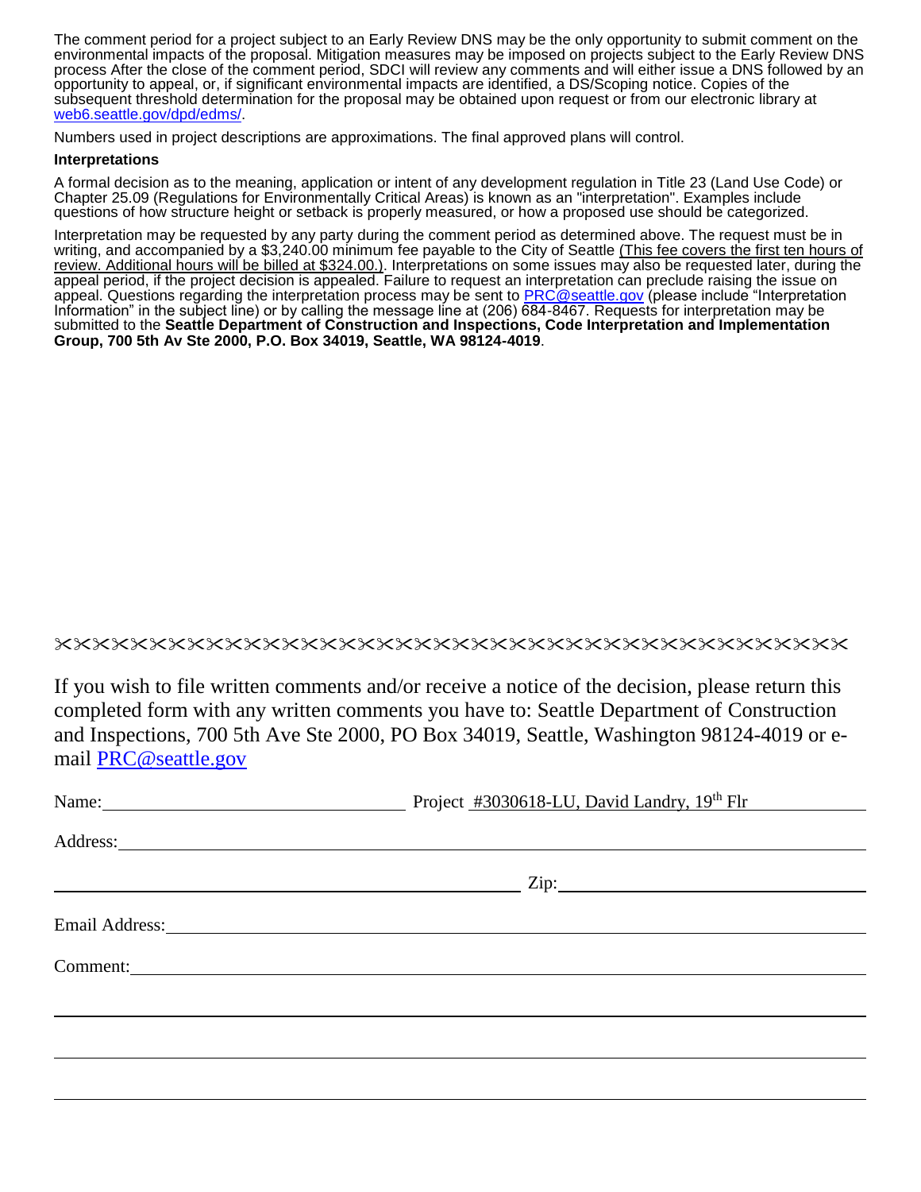The comment period for a project subject to an Early Review DNS may be the only opportunity to submit comment on the environmental impacts of the proposal. Mitigation measures may be imposed on projects subject to the Early Review DNS process After the close of the comment period, SDCI will review any comments and will either issue a DNS followed by an opportunity to appeal, or, if significant environmental impacts are identified, a DS/Scoping notice. Copies of the subsequent threshold determination for the proposal may be obtained upon request or from our electronic library at web6.seattle.gov/dpd/edms/.

Numbers used in project descriptions are approximations. The final approved plans will control.

**Interpretations**

A formal decision as to the meaning, application or intent of any development regulation in Title 23 (Land Use Code) or Chapter 25.09 (Regulations for Environmentally Critical Areas) is known as an "interpretation". Examples include questions of how structure height or setback is properly measured, or how a proposed use should be categorized.

Interpretation may be requested by any party during the comment period as determined above. The request must be in writing, and accompanied by a $3,240.00 minimum fee payable to the City of Seattle (This fee covers the first ten hours of review. Additional hours will be billed at $324.00.). Interpretations on some issues may also be requested later, during the appeal period, if the project decision is appealed. Failure to request an interpretation can preclude raising the issue on appeal. Questions regarding the interpretation process may be sent to PRC@seattle.gov (please include "Interpretation Information" in the subject line) or by calling the message line at (206) 684-8467. Requests for interpretation may be submitted to the **Seattle Department of Construction and Inspections, Code Interpretation and Implementation Group, 700 5th Av Ste 2000, P.O. Box 34019, Seattle, WA 98124-4019**.

✂✂✂✂✂✂✂✂✂✂✂✂✂✂✂✂✂✂✂✂✂✂✂✂✂✂✂✂✂✂✂✂✂✂✂✂✂✂✂✂✂✂✂

If you wish to file written comments and/or receive a notice of the decision, please return this completed form with any written comments you have to: Seattle Department of Construction and Inspections, 700 5th Ave Ste 2000, PO Box 34019, Seattle, Washington 98124-4019 or e-mail PRC@seattle.gov

Name: ______________________ Project #3030618-LU, David Landry, 19th Flr

Address: ______________________________________________

______________________________ Zip: ______________________

Email Address: ______________________________________________

Comment: ______________________________________________

______________________________________________

______________________________________________

______________________________________________